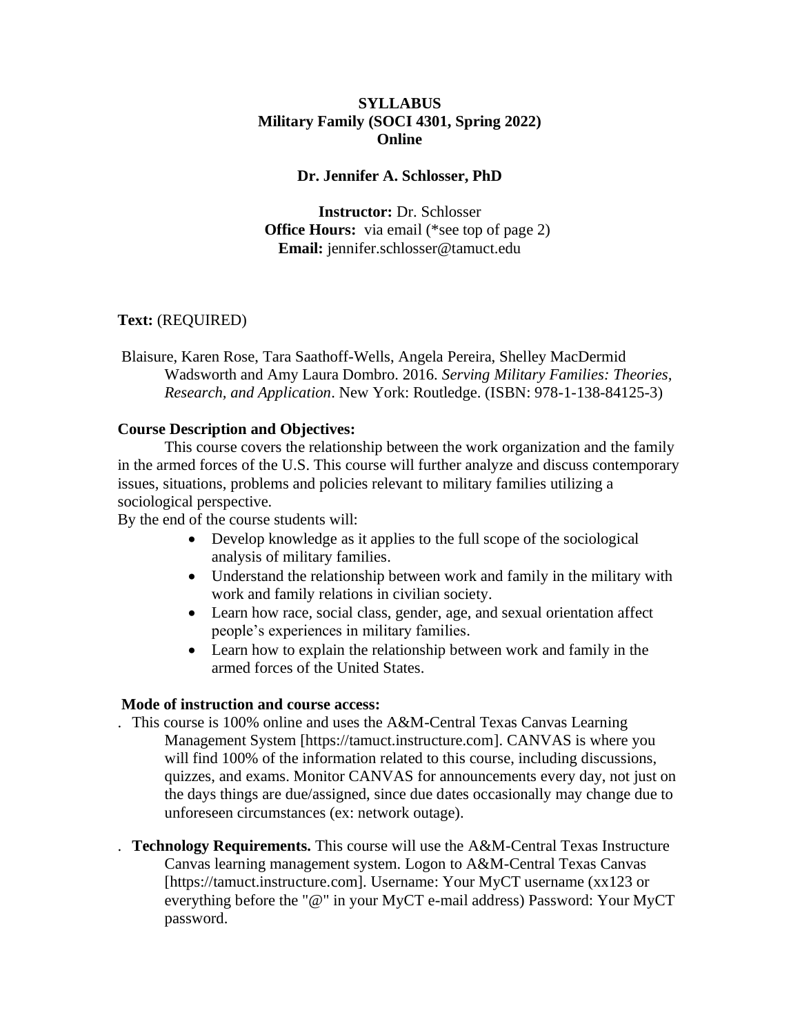**SYLLABUS**
**Military Family (SOCI 4301, Spring 2022)**
**Online**

**Dr. Jennifer A. Schlosser, PhD**

**Instructor:** Dr. Schlosser
**Office Hours:** via email (*see top of page 2)
**Email:** jennifer.schlosser@tamuct.edu

**Text:** (REQUIRED)

Blaisure, Karen Rose, Tara Saathoff-Wells, Angela Pereira, Shelley MacDermid Wadsworth and Amy Laura Dombro. 2016. *Serving Military Families: Theories, Research, and Application*. New York: Routledge. (ISBN: 978-1-138-84125-3)

**Course Description and Objectives:**

This course covers the relationship between the work organization and the family in the armed forces of the U.S. This course will further analyze and discuss contemporary issues, situations, problems and policies relevant to military families utilizing a sociological perspective.

By the end of the course students will:

- Develop knowledge as it applies to the full scope of the sociological analysis of military families.
- Understand the relationship between work and family in the military with work and family relations in civilian society.
- Learn how race, social class, gender, age, and sexual orientation affect people's experiences in military families.
- Learn how to explain the relationship between work and family in the armed forces of the United States.

**Mode of instruction and course access:**

. This course is 100% online and uses the A&M-Central Texas Canvas Learning Management System [https://tamuct.instructure.com]. CANVAS is where you will find 100% of the information related to this course, including discussions, quizzes, and exams. Monitor CANVAS for announcements every day, not just on the days things are due/assigned, since due dates occasionally may change due to unforeseen circumstances (ex: network outage).

. **Technology Requirements.** This course will use the A&M-Central Texas Instructure Canvas learning management system. Logon to A&M-Central Texas Canvas [https://tamuct.instructure.com]. Username: Your MyCT username (xx123 or everything before the "@" in your MyCT e-mail address) Password: Your MyCT password.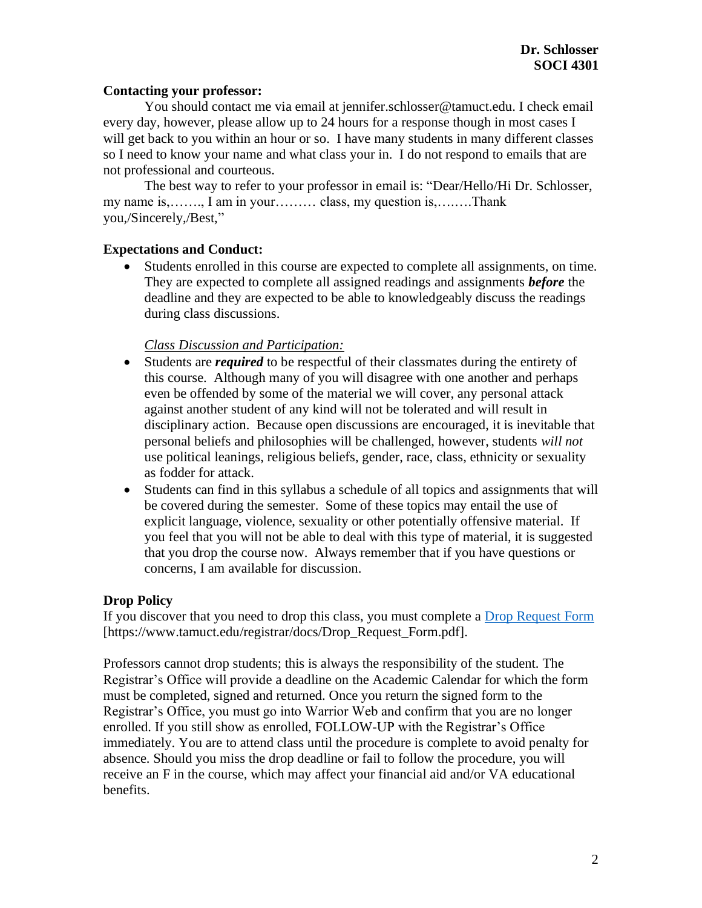**Contacting your professor:**

You should contact me via email at jennifer.schlosser@tamuct.edu. I check email every day, however, please allow up to 24 hours for a response though in most cases I will get back to you within an hour or so. I have many students in many different classes so I need to know your name and what class your in. I do not respond to emails that are not professional and courteous.

The best way to refer to your professor in email is: "Dear/Hello/Hi Dr. Schlosser, my name is,……., I am in your……… class, my question is,….….Thank you,/Sincerely,/Best,"

**Expectations and Conduct:**

- Students enrolled in this course are expected to complete all assignments, on time. They are expected to complete all assigned readings and assignments ***before*** the deadline and they are expected to be able to knowledgeably discuss the readings during class discussions.

*Class Discussion and Participation:*

- Students are ***required*** to be respectful of their classmates during the entirety of this course. Although many of you will disagree with one another and perhaps even be offended by some of the material we will cover, any personal attack against another student of any kind will not be tolerated and will result in disciplinary action. Because open discussions are encouraged, it is inevitable that personal beliefs and philosophies will be challenged, however, students *will not* use political leanings, religious beliefs, gender, race, class, ethnicity or sexuality as fodder for attack.
- Students can find in this syllabus a schedule of all topics and assignments that will be covered during the semester. Some of these topics may entail the use of explicit language, violence, sexuality or other potentially offensive material. If you feel that you will not be able to deal with this type of material, it is suggested that you drop the course now. Always remember that if you have questions or concerns, I am available for discussion.

**Drop Policy**

If you discover that you need to drop this class, you must complete a Drop Request Form [https://www.tamuct.edu/registrar/docs/Drop_Request_Form.pdf].

Professors cannot drop students; this is always the responsibility of the student. The Registrar's Office will provide a deadline on the Academic Calendar for which the form must be completed, signed and returned. Once you return the signed form to the Registrar's Office, you must go into Warrior Web and confirm that you are no longer enrolled. If you still show as enrolled, FOLLOW-UP with the Registrar's Office immediately. You are to attend class until the procedure is complete to avoid penalty for absence. Should you miss the drop deadline or fail to follow the procedure, you will receive an F in the course, which may affect your financial aid and/or VA educational benefits.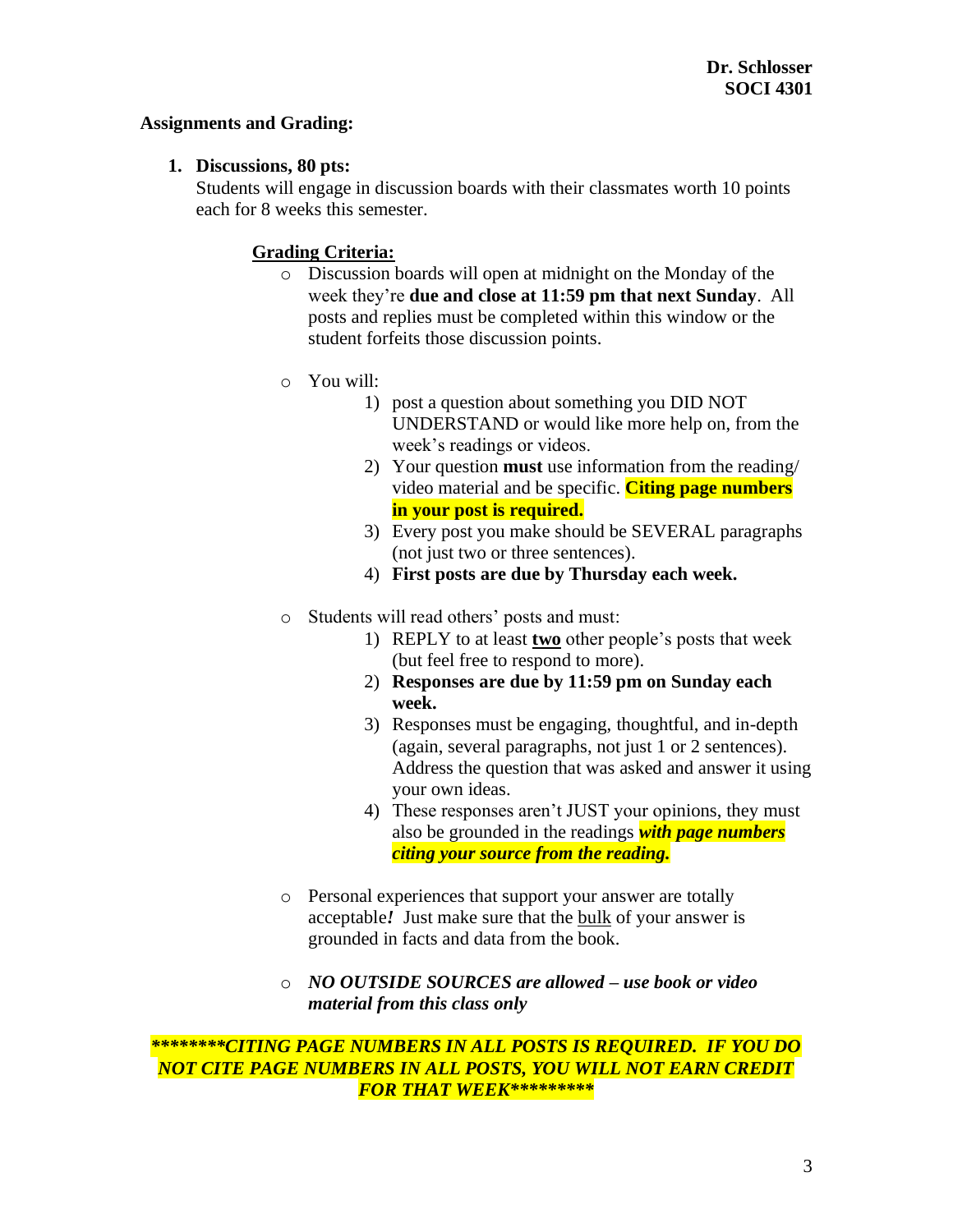## Assignments and Grading:

1. **Discussions, 80 pts:**
   Students will engage in discussion boards with their classmates worth 10 points each for 8 weeks this semester.

   **<u>Grading Criteria:</u>**

   - Discussion boards will open at midnight on the Monday of the week they're **due and close at 11:59 pm that next Sunday**. All posts and replies must be completed within this window or the student forfeits those discussion points.

   - You will:
     1) post a question about something you DID NOT UNDERSTAND or would like more help on, from the week's readings or videos.
     2) Your question **must** use information from the reading/ video material and be specific. **Citing page numbers in your post is required.**
     3) Every post you make should be SEVERAL paragraphs (not just two or three sentences).
     4) **First posts are due by Thursday each week.**

   - Students will read others' posts and must:
     1) REPLY to at least **<u>two</u>** other people's posts that week (but feel free to respond to more).
     2) **Responses are due by 11:59 pm on Sunday each week.**
     3) Responses must be engaging, thoughtful, and in-depth (again, several paragraphs, not just 1 or 2 sentences). Address the question that was asked and answer it using your own ideas.
     4) These responses aren't JUST your opinions, they must also be grounded in the readings ***with page numbers citing your source from the reading.***

   - Personal experiences that support your answer are totally acceptable***!*** Just make sure that the <u>bulk</u> of your answer is grounded in facts and data from the book.

   - ***NO OUTSIDE SOURCES are allowed – use book or video material from this class only***

***\*\*\*\*\*\*\*\*CITING PAGE NUMBERS IN ALL POSTS IS REQUIRED. IF YOU DO NOT CITE PAGE NUMBERS IN ALL POSTS, YOU WILL NOT EARN CREDIT FOR THAT WEEK\*\*\*\*\*\*\*\*\****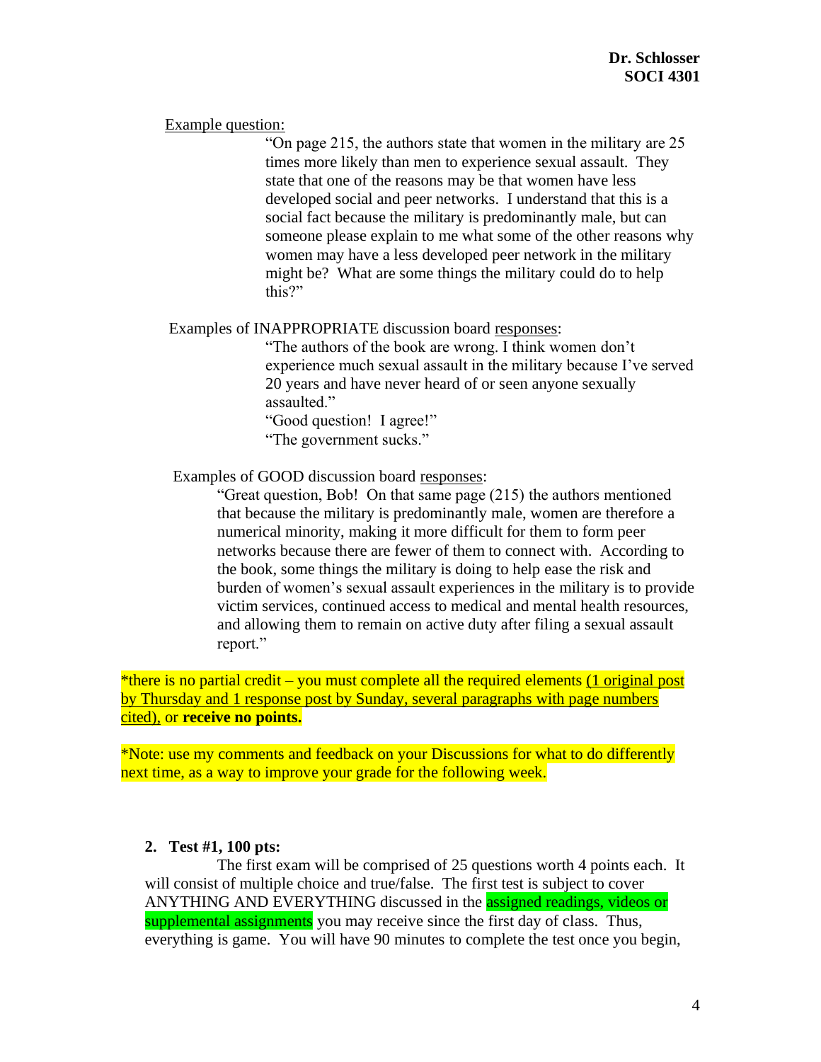Example question:

> "On page 215, the authors state that women in the military are 25 times more likely than men to experience sexual assault. They state that one of the reasons may be that women have less developed social and peer networks. I understand that this is a social fact because the military is predominantly male, but can someone please explain to me what some of the other reasons why women may have a less developed peer network in the military might be? What are some things the military could do to help this?"

Examples of INAPPROPRIATE discussion board responses:

> "The authors of the book are wrong. I think women don't experience much sexual assault in the military because I've served 20 years and have never heard of or seen anyone sexually assaulted."
>
> "Good question! I agree!"
>
> "The government sucks."

Examples of GOOD discussion board responses:

> "Great question, Bob! On that same page (215) the authors mentioned that because the military is predominantly male, women are therefore a numerical minority, making it more difficult for them to form peer networks because there are fewer of them to connect with. According to the book, some things the military is doing to help ease the risk and burden of women's sexual assault experiences in the military is to provide victim services, continued access to medical and mental health resources, and allowing them to remain on active duty after filing a sexual assault report."

*there is no partial credit – you must complete all the required elements (1 original post by Thursday and 1 response post by Sunday, several paragraphs with page numbers cited), or **receive no points.**

*Note: use my comments and feedback on your Discussions for what to do differently next time, as a way to improve your grade for the following week.

**2. Test #1, 100 pts:**

The first exam will be comprised of 25 questions worth 4 points each. It will consist of multiple choice and true/false. The first test is subject to cover ANYTHING AND EVERYTHING discussed in the assigned readings, videos or supplemental assignments you may receive since the first day of class. Thus, everything is game. You will have 90 minutes to complete the test once you begin,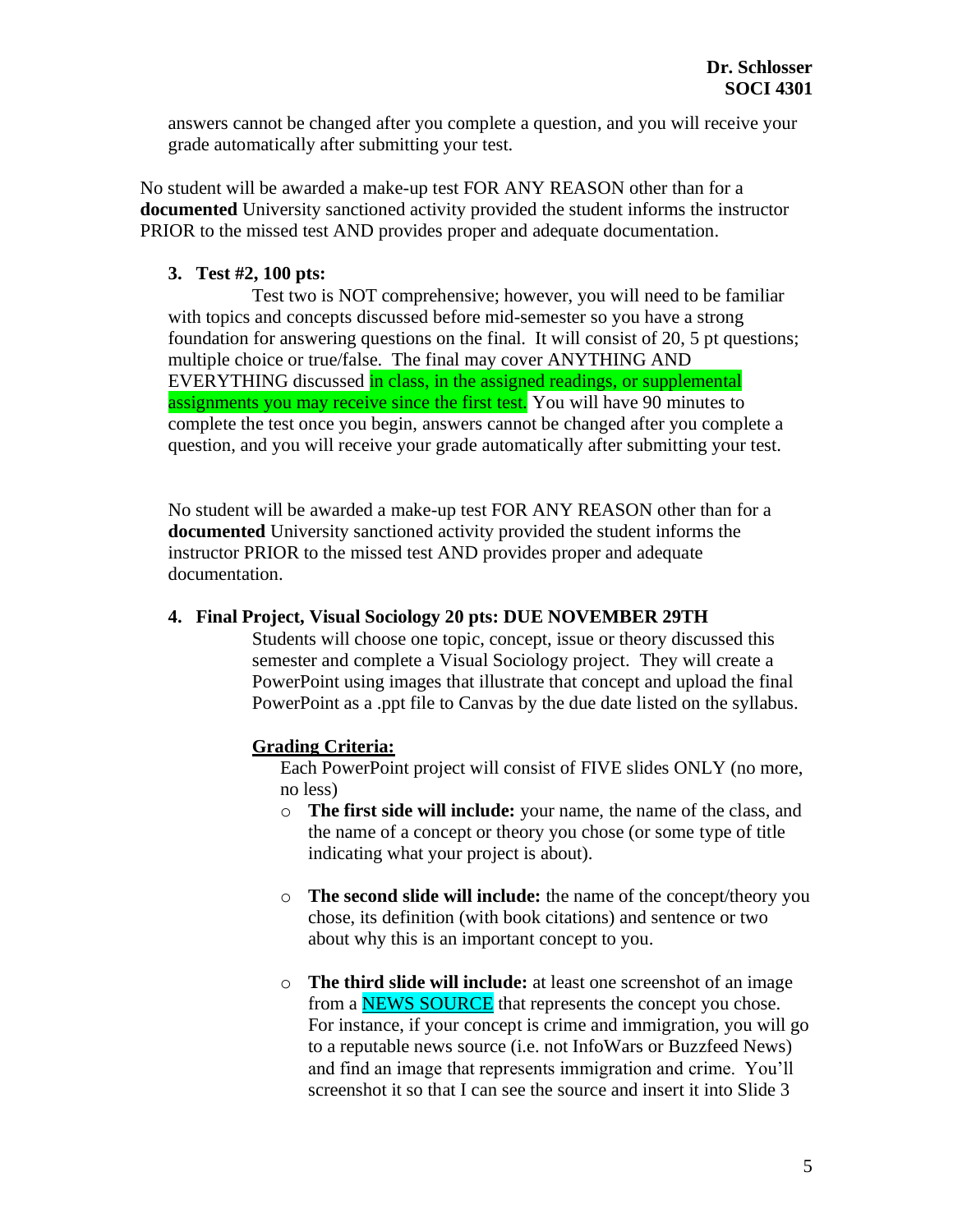answers cannot be changed after you complete a question, and you will receive your grade automatically after submitting your test.

No student will be awarded a make-up test FOR ANY REASON other than for a **documented** University sanctioned activity provided the student informs the instructor PRIOR to the missed test AND provides proper and adequate documentation.

3. **Test #2, 100 pts:**

   Test two is NOT comprehensive; however, you will need to be familiar with topics and concepts discussed before mid-semester so you have a strong foundation for answering questions on the final. It will consist of 20, 5 pt questions; multiple choice or true/false. The final may cover ANYTHING AND EVERYTHING discussed in class, in the assigned readings, or supplemental assignments you may receive since the first test. You will have 90 minutes to complete the test once you begin, answers cannot be changed after you complete a question, and you will receive your grade automatically after submitting your test.

   No student will be awarded a make-up test FOR ANY REASON other than for a **documented** University sanctioned activity provided the student informs the instructor PRIOR to the missed test AND provides proper and adequate documentation.

4. **Final Project, Visual Sociology 20 pts: DUE NOVEMBER 29TH**

   Students will choose one topic, concept, issue or theory discussed this semester and complete a Visual Sociology project. They will create a PowerPoint using images that illustrate that concept and upload the final PowerPoint as a .ppt file to Canvas by the due date listed on the syllabus.

   **Grading Criteria:**

   Each PowerPoint project will consist of FIVE slides ONLY (no more, no less)

   - **The first side will include:** your name, the name of the class, and the name of a concept or theory you chose (or some type of title indicating what your project is about).
   - **The second slide will include:** the name of the concept/theory you chose, its definition (with book citations) and sentence or two about why this is an important concept to you.
   - **The third slide will include:** at least one screenshot of an image from a NEWS SOURCE that represents the concept you chose. For instance, if your concept is crime and immigration, you will go to a reputable news source (i.e. not InfoWars or Buzzfeed News) and find an image that represents immigration and crime. You'll screenshot it so that I can see the source and insert it into Slide 3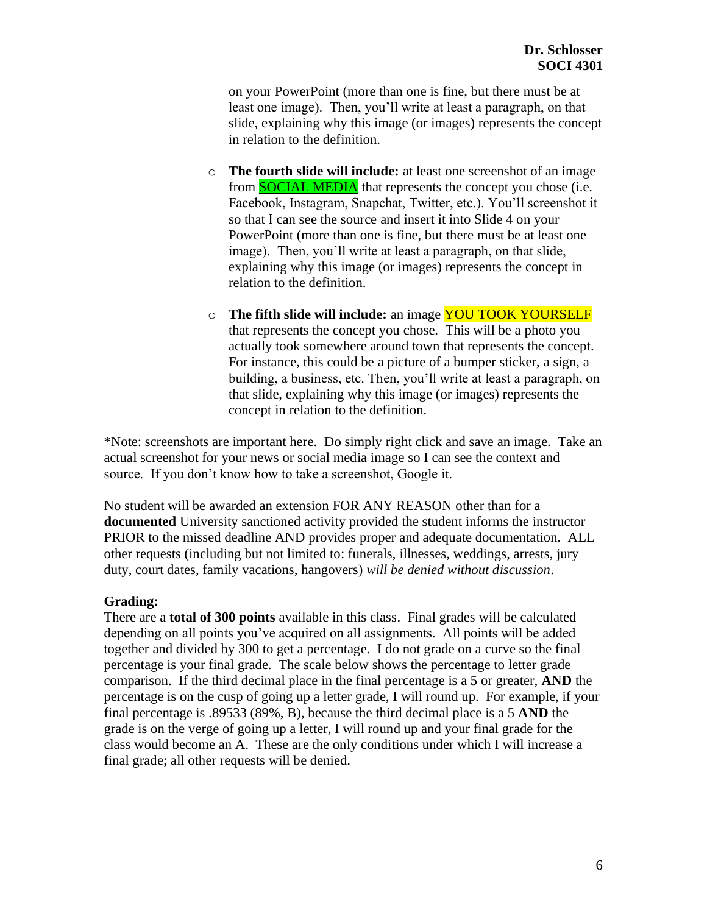on your PowerPoint (more than one is fine, but there must be at least one image). Then, you'll write at least a paragraph, on that slide, explaining why this image (or images) represents the concept in relation to the definition.

- **The fourth slide will include:** at least one screenshot of an image from SOCIAL MEDIA that represents the concept you chose (i.e. Facebook, Instagram, Snapchat, Twitter, etc.). You'll screenshot it so that I can see the source and insert it into Slide 4 on your PowerPoint (more than one is fine, but there must be at least one image). Then, you'll write at least a paragraph, on that slide, explaining why this image (or images) represents the concept in relation to the definition.

- **The fifth slide will include:** an image YOU TOOK YOURSELF that represents the concept you chose. This will be a photo you actually took somewhere around town that represents the concept. For instance, this could be a picture of a bumper sticker, a sign, a building, a business, etc. Then, you'll write at least a paragraph, on that slide, explaining why this image (or images) represents the concept in relation to the definition.

*Note: screenshots are important here. Do simply right click and save an image. Take an actual screenshot for your news or social media image so I can see the context and source. If you don't know how to take a screenshot, Google it.

No student will be awarded an extension FOR ANY REASON other than for a **documented** University sanctioned activity provided the student informs the instructor PRIOR to the missed deadline AND provides proper and adequate documentation. ALL other requests (including but not limited to: funerals, illnesses, weddings, arrests, jury duty, court dates, family vacations, hangovers) *will be denied without discussion*.

**Grading:**

There are a **total of 300 points** available in this class. Final grades will be calculated depending on all points you've acquired on all assignments. All points will be added together and divided by 300 to get a percentage. I do not grade on a curve so the final percentage is your final grade. The scale below shows the percentage to letter grade comparison. If the third decimal place in the final percentage is a 5 or greater, **AND** the percentage is on the cusp of going up a letter grade, I will round up. For example, if your final percentage is .89533 (89%, B), because the third decimal place is a 5 **AND** the grade is on the verge of going up a letter, I will round up and your final grade for the class would become an A. These are the only conditions under which I will increase a final grade; all other requests will be denied.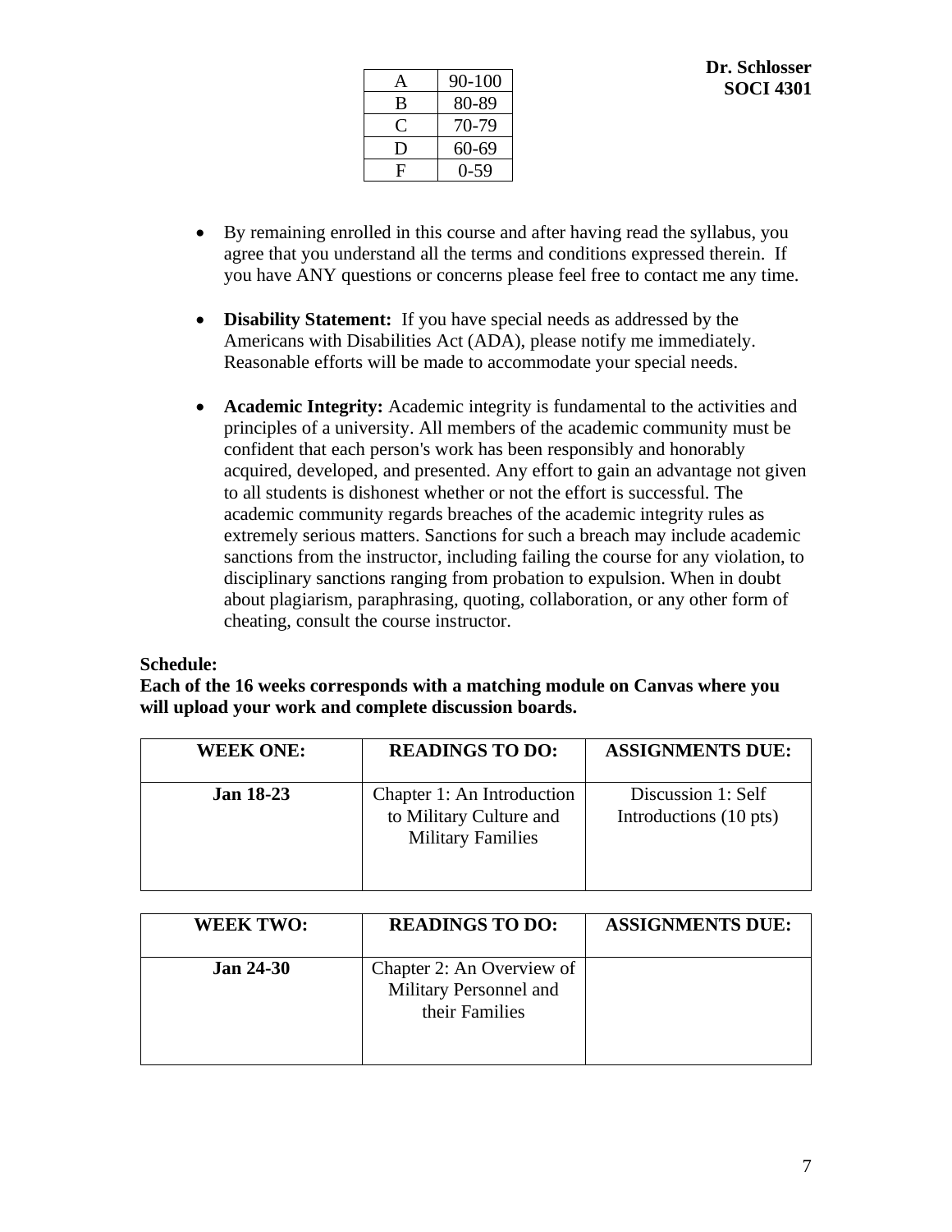| A | 90-100 |
|---|---|
| B | 80-89 |
| C | 70-79 |
| D | 60-69 |
| F | 0-59 |

- By remaining enrolled in this course and after having read the syllabus, you agree that you understand all the terms and conditions expressed therein. If you have ANY questions or concerns please feel free to contact me any time.

- **Disability Statement:** If you have special needs as addressed by the Americans with Disabilities Act (ADA), please notify me immediately. Reasonable efforts will be made to accommodate your special needs.

- **Academic Integrity:** Academic integrity is fundamental to the activities and principles of a university. All members of the academic community must be confident that each person's work has been responsibly and honorably acquired, developed, and presented. Any effort to gain an advantage not given to all students is dishonest whether or not the effort is successful. The academic community regards breaches of the academic integrity rules as extremely serious matters. Sanctions for such a breach may include academic sanctions from the instructor, including failing the course for any violation, to disciplinary sanctions ranging from probation to expulsion. When in doubt about plagiarism, paraphrasing, quoting, collaboration, or any other form of cheating, consult the course instructor.

**Schedule:**

**Each of the 16 weeks corresponds with a matching module on Canvas where you will upload your work and complete discussion boards.**

| WEEK ONE: | READINGS TO DO: | ASSIGNMENTS DUE: |
|---|---|---|
| **Jan 18-23** | Chapter 1: An Introduction to Military Culture and Military Families | Discussion 1: Self Introductions (10 pts) |

| WEEK TWO: | READINGS TO DO: | ASSIGNMENTS DUE: |
|---|---|---|
| **Jan 24-30** | Chapter 2: An Overview of Military Personnel and their Families | |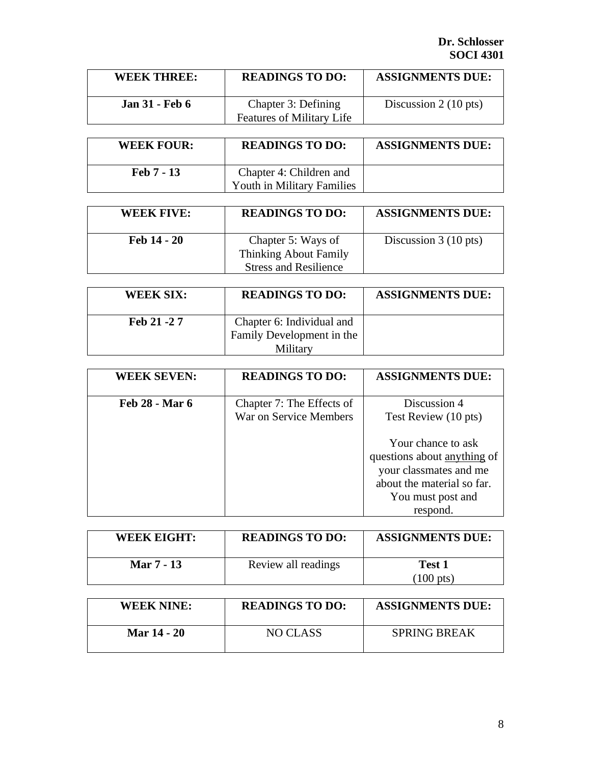| **WEEK THREE:** | **READINGS TO DO:** | **ASSIGNMENTS DUE:** |
| --- | --- | --- |
| **Jan 31 - Feb 6** | Chapter 3: Defining Features of Military Life | Discussion 2 (10 pts) |

| **WEEK FOUR:** | **READINGS TO DO:** | **ASSIGNMENTS DUE:** |
| --- | --- | --- |
| **Feb 7 - 13** | Chapter 4: Children and Youth in Military Families | |

| **WEEK FIVE:** | **READINGS TO DO:** | **ASSIGNMENTS DUE:** |
| --- | --- | --- |
| **Feb 14 - 20** | Chapter 5: Ways of Thinking About Family Stress and Resilience | Discussion 3 (10 pts) |

| **WEEK SIX:** | **READINGS TO DO:** | **ASSIGNMENTS DUE:** |
| --- | --- | --- |
| **Feb 21 -2 7** | Chapter 6: Individual and Family Development in the Military | |

| **WEEK SEVEN:** | **READINGS TO DO:** | **ASSIGNMENTS DUE:** |
| --- | --- | --- |
| **Feb 28 - Mar 6** | Chapter 7: The Effects of War on Service Members | Discussion 4 Test Review (10 pts)<br><br>Your chance to ask questions about <u>anything</u> of your classmates and me about the material so far. You must post and respond. |

| **WEEK EIGHT:** | **READINGS TO DO:** | **ASSIGNMENTS DUE:** |
| --- | --- | --- |
| **Mar 7 - 13** | Review all readings | **Test 1** (100 pts) |

| **WEEK NINE:** | **READINGS TO DO:** | **ASSIGNMENTS DUE:** |
| --- | --- | --- |
| **Mar 14 - 20** | NO CLASS | SPRING BREAK |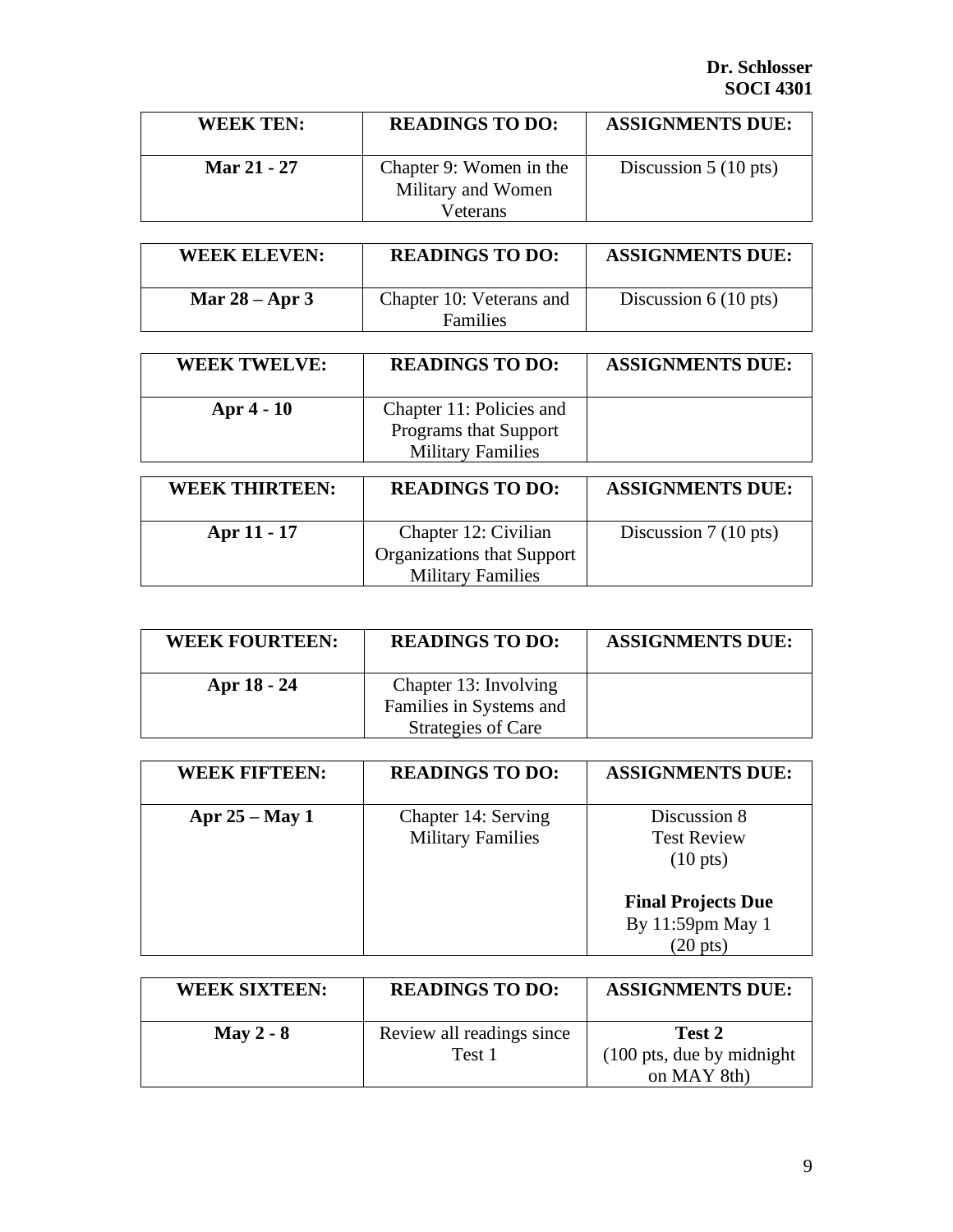| WEEK TEN: | READINGS TO DO: | ASSIGNMENTS DUE: |
|---|---|---|
| **Mar 21 - 27** | Chapter 9: Women in the Military and Women Veterans | Discussion 5 (10 pts) |

| WEEK ELEVEN: | READINGS TO DO: | ASSIGNMENTS DUE: |
|---|---|---|
| **Mar 28 – Apr 3** | Chapter 10: Veterans and Families | Discussion 6 (10 pts) |

| WEEK TWELVE: | READINGS TO DO: | ASSIGNMENTS DUE: |
|---|---|---|
| **Apr 4 - 10** | Chapter 11: Policies and Programs that Support Military Families | |

| WEEK THIRTEEN: | READINGS TO DO: | ASSIGNMENTS DUE: |
|---|---|---|
| **Apr 11 - 17** | Chapter 12: Civilian Organizations that Support Military Families | Discussion 7 (10 pts) |

| WEEK FOURTEEN: | READINGS TO DO: | ASSIGNMENTS DUE: |
|---|---|---|
| **Apr 18 - 24** | Chapter 13: Involving Families in Systems and Strategies of Care | |

| WEEK FIFTEEN: | READINGS TO DO: | ASSIGNMENTS DUE: |
|---|---|---|
| **Apr 25 – May 1** | Chapter 14: Serving Military Families | Discussion 8 Test Review (10 pts)<br><br>**Final Projects Due** By 11:59pm May 1 (20 pts) |

| WEEK SIXTEEN: | READINGS TO DO: | ASSIGNMENTS DUE: |
|---|---|---|
| **May 2 - 8** | Review all readings since Test 1 | **Test 2** (100 pts, due by midnight on MAY 8th) |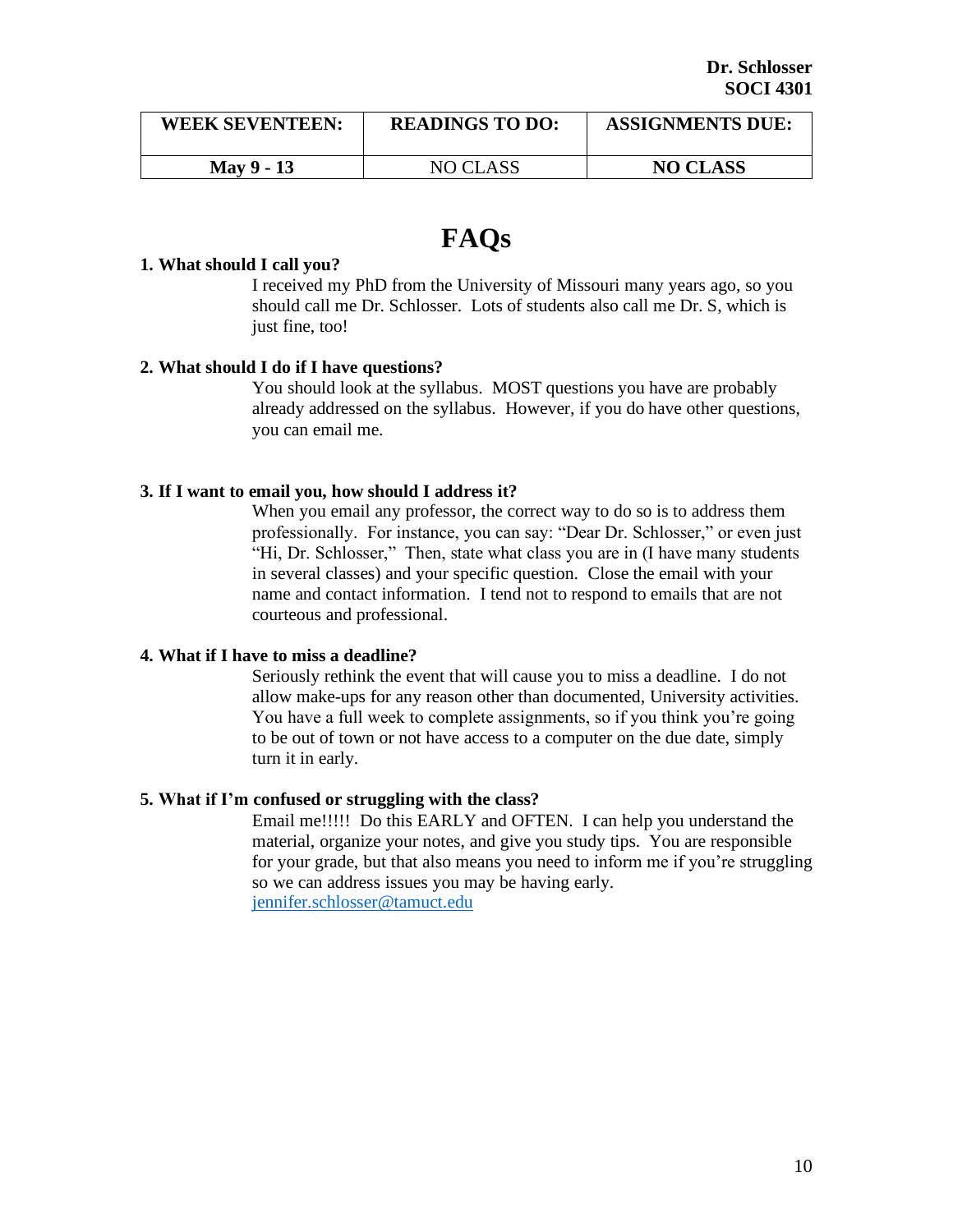| WEEK SEVENTEEN: | READINGS TO DO: | ASSIGNMENTS DUE: |
|---|---|---|
| **May 9 - 13** | NO CLASS | **NO CLASS** |

# FAQs

**1. What should I call you?**

I received my PhD from the University of Missouri many years ago, so you should call me Dr. Schlosser. Lots of students also call me Dr. S, which is just fine, too!

**2. What should I do if I have questions?**

You should look at the syllabus. MOST questions you have are probably already addressed on the syllabus. However, if you do have other questions, you can email me.

**3. If I want to email you, how should I address it?**

When you email any professor, the correct way to do so is to address them professionally. For instance, you can say: "Dear Dr. Schlosser," or even just "Hi, Dr. Schlosser," Then, state what class you are in (I have many students in several classes) and your specific question. Close the email with your name and contact information. I tend not to respond to emails that are not courteous and professional.

**4. What if I have to miss a deadline?**

Seriously rethink the event that will cause you to miss a deadline. I do not allow make-ups for any reason other than documented, University activities. You have a full week to complete assignments, so if you think you're going to be out of town or not have access to a computer on the due date, simply turn it in early.

**5. What if I'm confused or struggling with the class?**

Email me!!!!! Do this EARLY and OFTEN. I can help you understand the material, organize your notes, and give you study tips. You are responsible for your grade, but that also means you need to inform me if you're struggling so we can address issues you may be having early.
jennifer.schlosser@tamuct.edu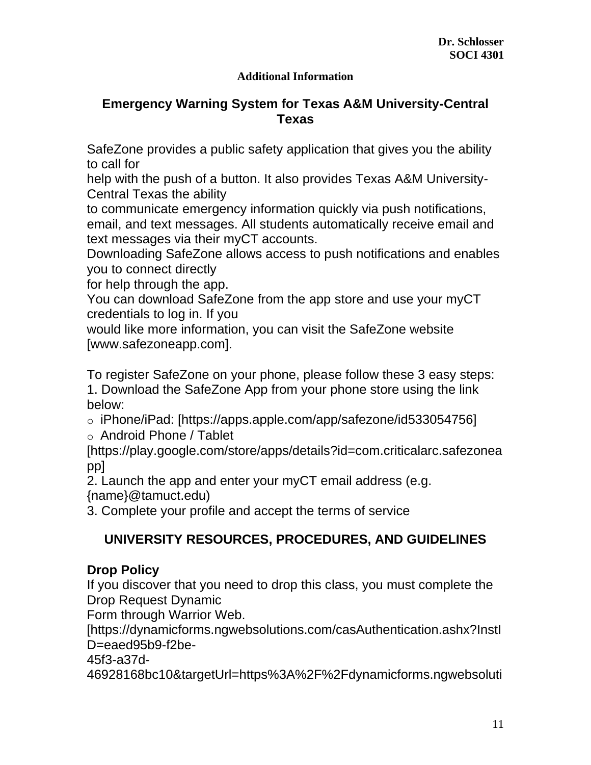**Additional Information**

## Emergency Warning System for Texas A&M University-Central Texas

SafeZone provides a public safety application that gives you the ability to call for help with the push of a button. It also provides Texas A&M University-Central Texas the ability to communicate emergency information quickly via push notifications, email, and text messages. All students automatically receive email and text messages via their myCT accounts.

Downloading SafeZone allows access to push notifications and enables you to connect directly for help through the app.

You can download SafeZone from the app store and use your myCT credentials to log in. If you would like more information, you can visit the SafeZone website [www.safezoneapp.com].

To register SafeZone on your phone, please follow these 3 easy steps:

1. Download the SafeZone App from your phone store using the link below:
   - iPhone/iPad: [https://apps.apple.com/app/safezone/id533054756]
   - Android Phone / Tablet [https://play.google.com/store/apps/details?id=com.criticalarc.safezoneapp]
2. Launch the app and enter your myCT email address (e.g. {name}@tamuct.edu)
3. Complete your profile and accept the terms of service

## UNIVERSITY RESOURCES, PROCEDURES, AND GUIDELINES

### Drop Policy

If you discover that you need to drop this class, you must complete the Drop Request Dynamic Form through Warrior Web.
[https://dynamicforms.ngwebsolutions.com/casAuthentication.ashx?InstID=eaed95b9-f2be-45f3-a37d-46928168bc10&targetUrl=https%3A%2F%2Fdynamicforms.ngwebsoluti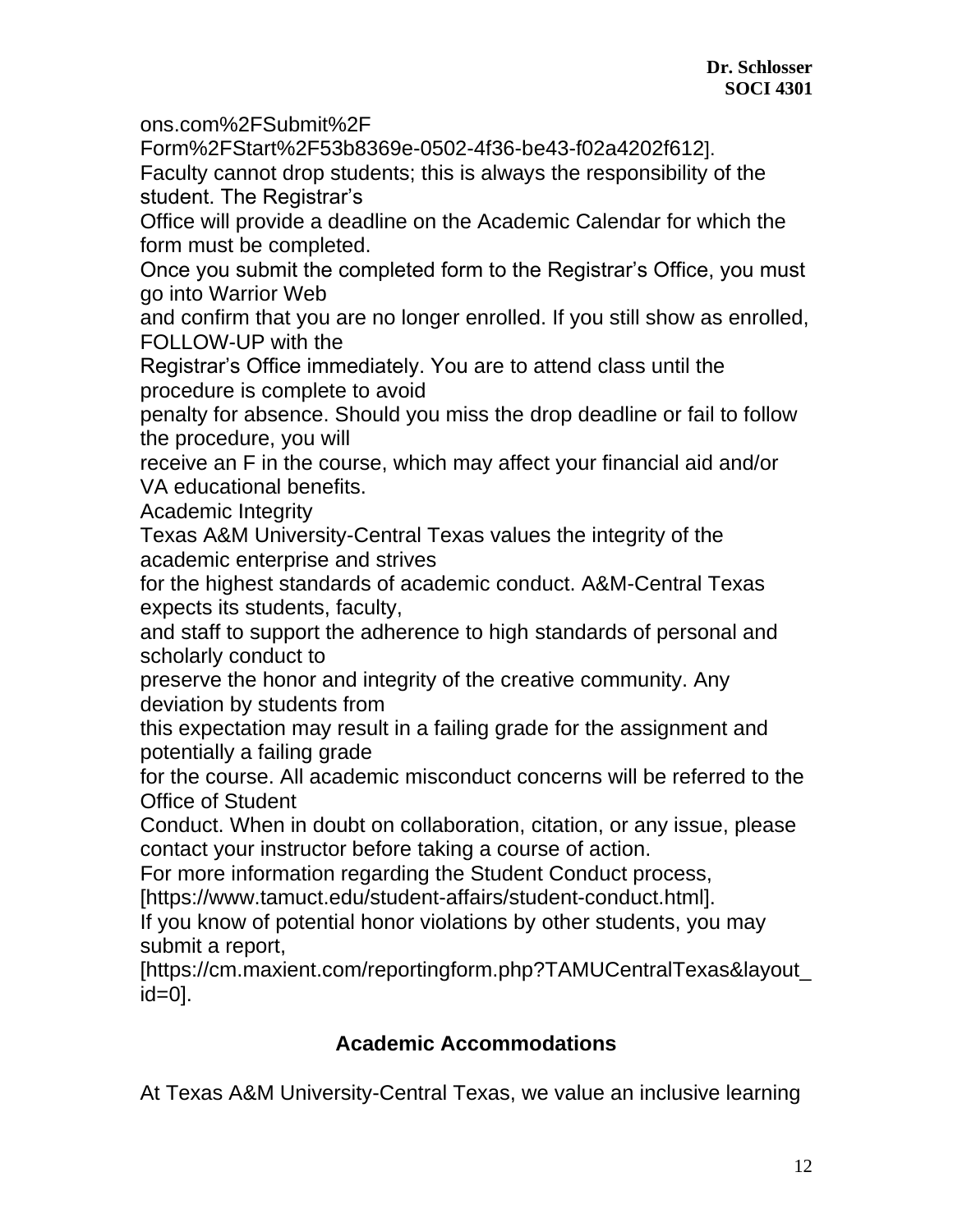ons.com%2FSubmit%2FForm%2FStart%2F53b8369e-0502-4f36-be43-f02a4202f612].

Faculty cannot drop students; this is always the responsibility of the student. The Registrar's Office will provide a deadline on the Academic Calendar for which the form must be completed.

Once you submit the completed form to the Registrar's Office, you must go into Warrior Web and confirm that you are no longer enrolled. If you still show as enrolled, FOLLOW-UP with the Registrar's Office immediately. You are to attend class until the procedure is complete to avoid penalty for absence. Should you miss the drop deadline or fail to follow the procedure, you will receive an F in the course, which may affect your financial aid and/or VA educational benefits.

Academic Integrity

Texas A&M University-Central Texas values the integrity of the academic enterprise and strives for the highest standards of academic conduct. A&M-Central Texas expects its students, faculty, and staff to support the adherence to high standards of personal and scholarly conduct to preserve the honor and integrity of the creative community. Any deviation by students from this expectation may result in a failing grade for the assignment and potentially a failing grade for the course. All academic misconduct concerns will be referred to the Office of Student Conduct. When in doubt on collaboration, citation, or any issue, please contact your instructor before taking a course of action.

For more information regarding the Student Conduct process, [https://www.tamuct.edu/student-affairs/student-conduct.html].

If you know of potential honor violations by other students, you may submit a report, [https://cm.maxient.com/reportingform.php?TAMUCentralTexas&layout_id=0].

## Academic Accommodations

At Texas A&M University-Central Texas, we value an inclusive learning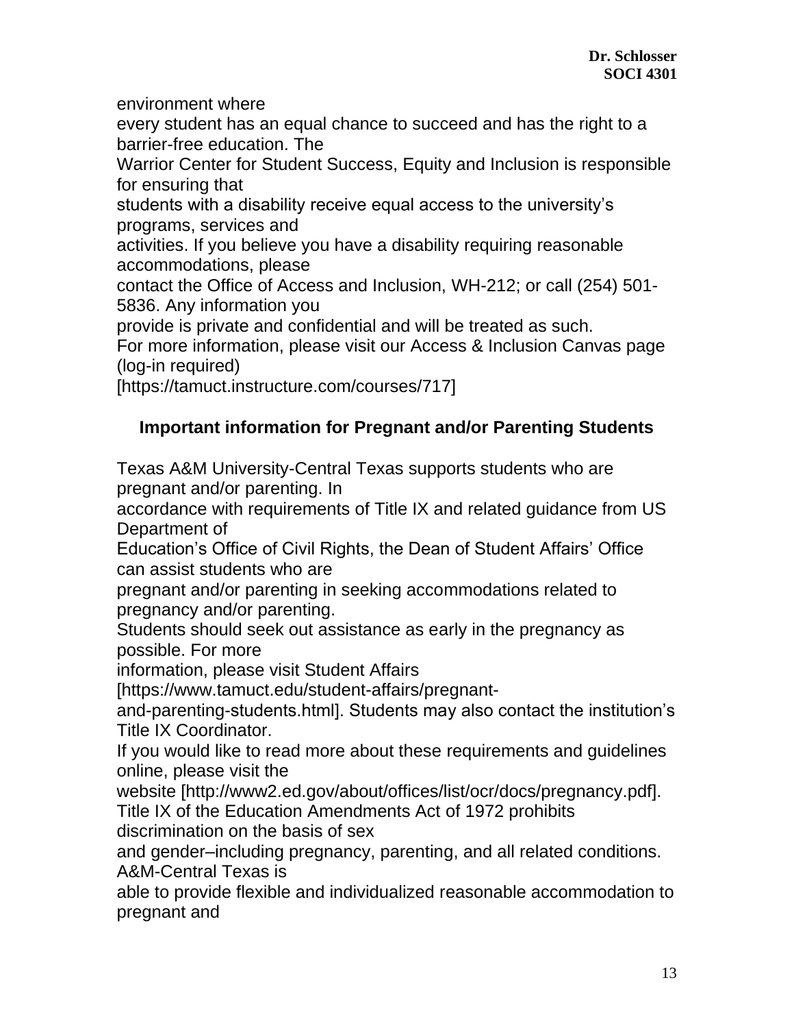environment where every student has an equal chance to succeed and has the right to a barrier-free education. The Warrior Center for Student Success, Equity and Inclusion is responsible for ensuring that students with a disability receive equal access to the university's programs, services and activities. If you believe you have a disability requiring reasonable accommodations, please contact the Office of Access and Inclusion, WH-212; or call (254) 501-5836. Any information you provide is private and confidential and will be treated as such.
For more information, please visit our Access & Inclusion Canvas page (log-in required) [https://tamuct.instructure.com/courses/717]

### Important information for Pregnant and/or Parenting Students

Texas A&M University-Central Texas supports students who are pregnant and/or parenting. In accordance with requirements of Title IX and related guidance from US Department of Education's Office of Civil Rights, the Dean of Student Affairs' Office can assist students who are pregnant and/or parenting in seeking accommodations related to pregnancy and/or parenting.
Students should seek out assistance as early in the pregnancy as possible. For more information, please visit Student Affairs [https://www.tamuct.edu/student-affairs/pregnant-and-parenting-students.html]. Students may also contact the institution's Title IX Coordinator.
If you would like to read more about these requirements and guidelines online, please visit the website [http://www2.ed.gov/about/offices/list/ocr/docs/pregnancy.pdf].
Title IX of the Education Amendments Act of 1972 prohibits discrimination on the basis of sex and gender–including pregnancy, parenting, and all related conditions. A&M-Central Texas is able to provide flexible and individualized reasonable accommodation to pregnant and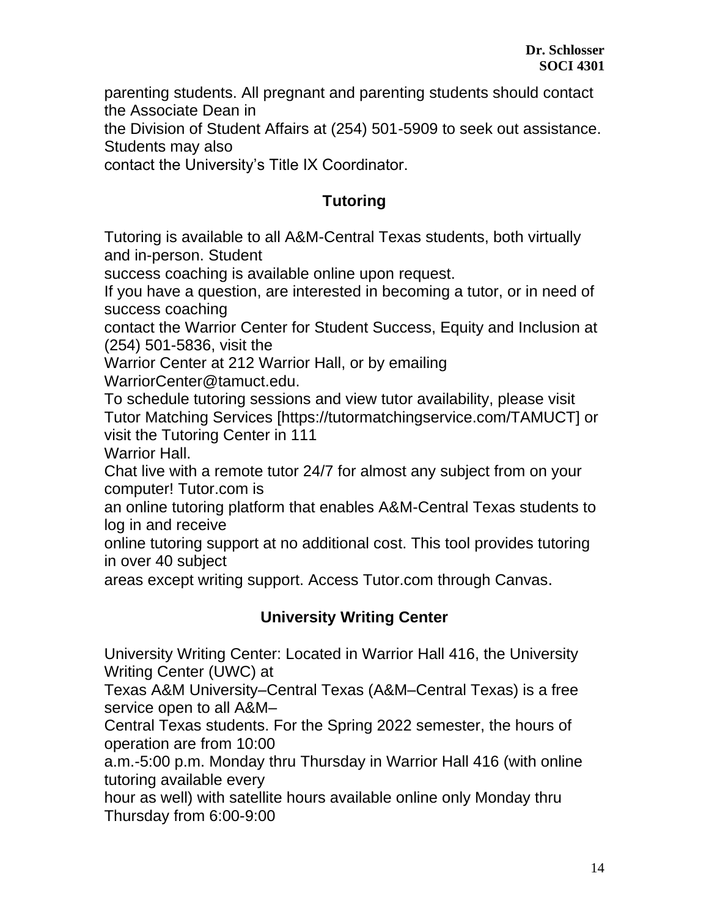parenting students. All pregnant and parenting students should contact the Associate Dean in the Division of Student Affairs at (254) 501-5909 to seek out assistance. Students may also contact the University's Title IX Coordinator.

## Tutoring

Tutoring is available to all A&M-Central Texas students, both virtually and in-person. Student success coaching is available online upon request.

If you have a question, are interested in becoming a tutor, or in need of success coaching contact the Warrior Center for Student Success, Equity and Inclusion at (254) 501-5836, visit the Warrior Center at 212 Warrior Hall, or by emailing WarriorCenter@tamuct.edu.

To schedule tutoring sessions and view tutor availability, please visit Tutor Matching Services [https://tutormatchingservice.com/TAMUCT] or visit the Tutoring Center in 111 Warrior Hall.

Chat live with a remote tutor 24/7 for almost any subject from on your computer! Tutor.com is an online tutoring platform that enables A&M-Central Texas students to log in and receive online tutoring support at no additional cost. This tool provides tutoring in over 40 subject areas except writing support. Access Tutor.com through Canvas.

## University Writing Center

University Writing Center: Located in Warrior Hall 416, the University Writing Center (UWC) at Texas A&M University–Central Texas (A&M–Central Texas) is a free service open to all A&M–Central Texas students. For the Spring 2022 semester, the hours of operation are from 10:00 a.m.-5:00 p.m. Monday thru Thursday in Warrior Hall 416 (with online tutoring available every hour as well) with satellite hours available online only Monday thru Thursday from 6:00-9:00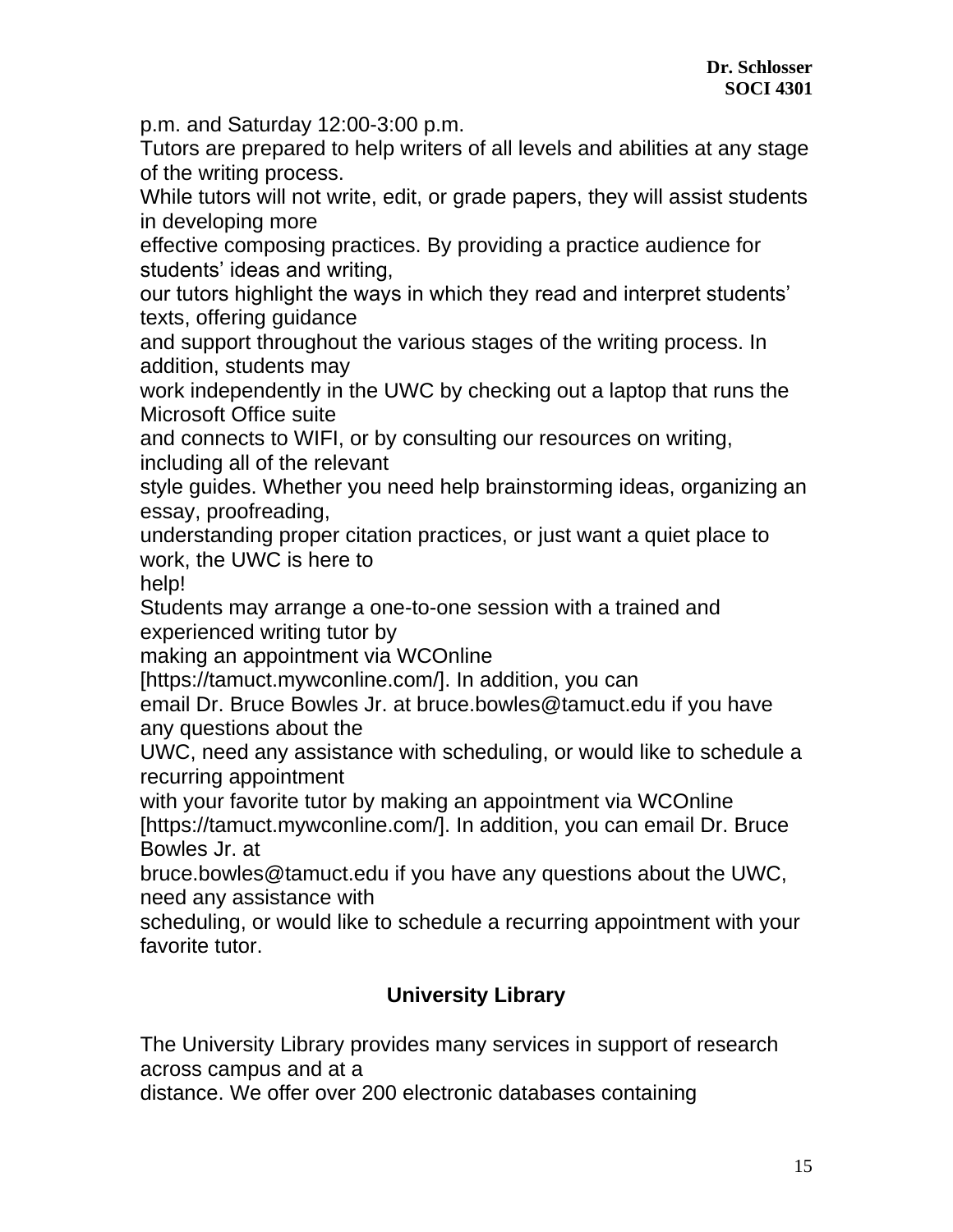p.m. and Saturday 12:00-3:00 p.m.

Tutors are prepared to help writers of all levels and abilities at any stage of the writing process.

While tutors will not write, edit, or grade papers, they will assist students in developing more effective composing practices. By providing a practice audience for students' ideas and writing, our tutors highlight the ways in which they read and interpret students' texts, offering guidance and support throughout the various stages of the writing process. In addition, students may work independently in the UWC by checking out a laptop that runs the Microsoft Office suite and connects to WIFI, or by consulting our resources on writing, including all of the relevant style guides. Whether you need help brainstorming ideas, organizing an essay, proofreading, understanding proper citation practices, or just want a quiet place to work, the UWC is here to help!

Students may arrange a one-to-one session with a trained and experienced writing tutor by making an appointment via WCOnline [https://tamuct.mywconline.com/]. In addition, you can email Dr. Bruce Bowles Jr. at bruce.bowles@tamuct.edu if you have any questions about the UWC, need any assistance with scheduling, or would like to schedule a recurring appointment with your favorite tutor by making an appointment via WCOnline [https://tamuct.mywconline.com/]. In addition, you can email Dr. Bruce Bowles Jr. at bruce.bowles@tamuct.edu if you have any questions about the UWC, need any assistance with scheduling, or would like to schedule a recurring appointment with your favorite tutor.

## University Library

The University Library provides many services in support of research across campus and at a distance. We offer over 200 electronic databases containing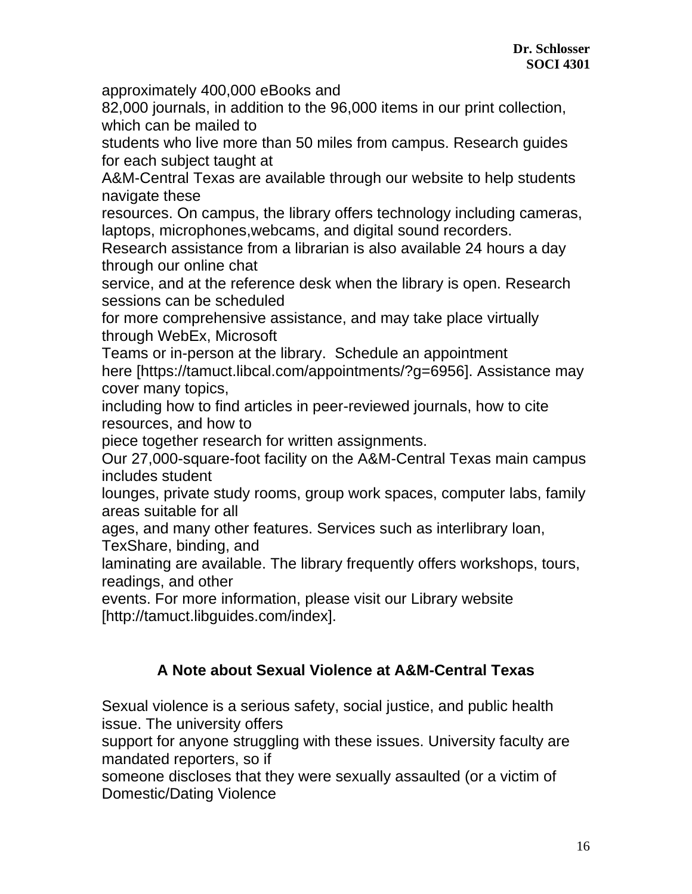approximately 400,000 eBooks and 82,000 journals, in addition to the 96,000 items in our print collection, which can be mailed to students who live more than 50 miles from campus. Research guides for each subject taught at A&M-Central Texas are available through our website to help students navigate these resources. On campus, the library offers technology including cameras, laptops, microphones,webcams, and digital sound recorders.

Research assistance from a librarian is also available 24 hours a day through our online chat service, and at the reference desk when the library is open. Research sessions can be scheduled for more comprehensive assistance, and may take place virtually through WebEx, Microsoft Teams or in-person at the library. Schedule an appointment here [https://tamuct.libcal.com/appointments/?g=6956]. Assistance may cover many topics, including how to find articles in peer-reviewed journals, how to cite resources, and how to piece together research for written assignments.

Our 27,000-square-foot facility on the A&M-Central Texas main campus includes student lounges, private study rooms, group work spaces, computer labs, family areas suitable for all ages, and many other features. Services such as interlibrary loan, TexShare, binding, and laminating are available. The library frequently offers workshops, tours, readings, and other events. For more information, please visit our Library website [http://tamuct.libguides.com/index].

## A Note about Sexual Violence at A&M-Central Texas

Sexual violence is a serious safety, social justice, and public health issue. The university offers support for anyone struggling with these issues. University faculty are mandated reporters, so if someone discloses that they were sexually assaulted (or a victim of Domestic/Dating Violence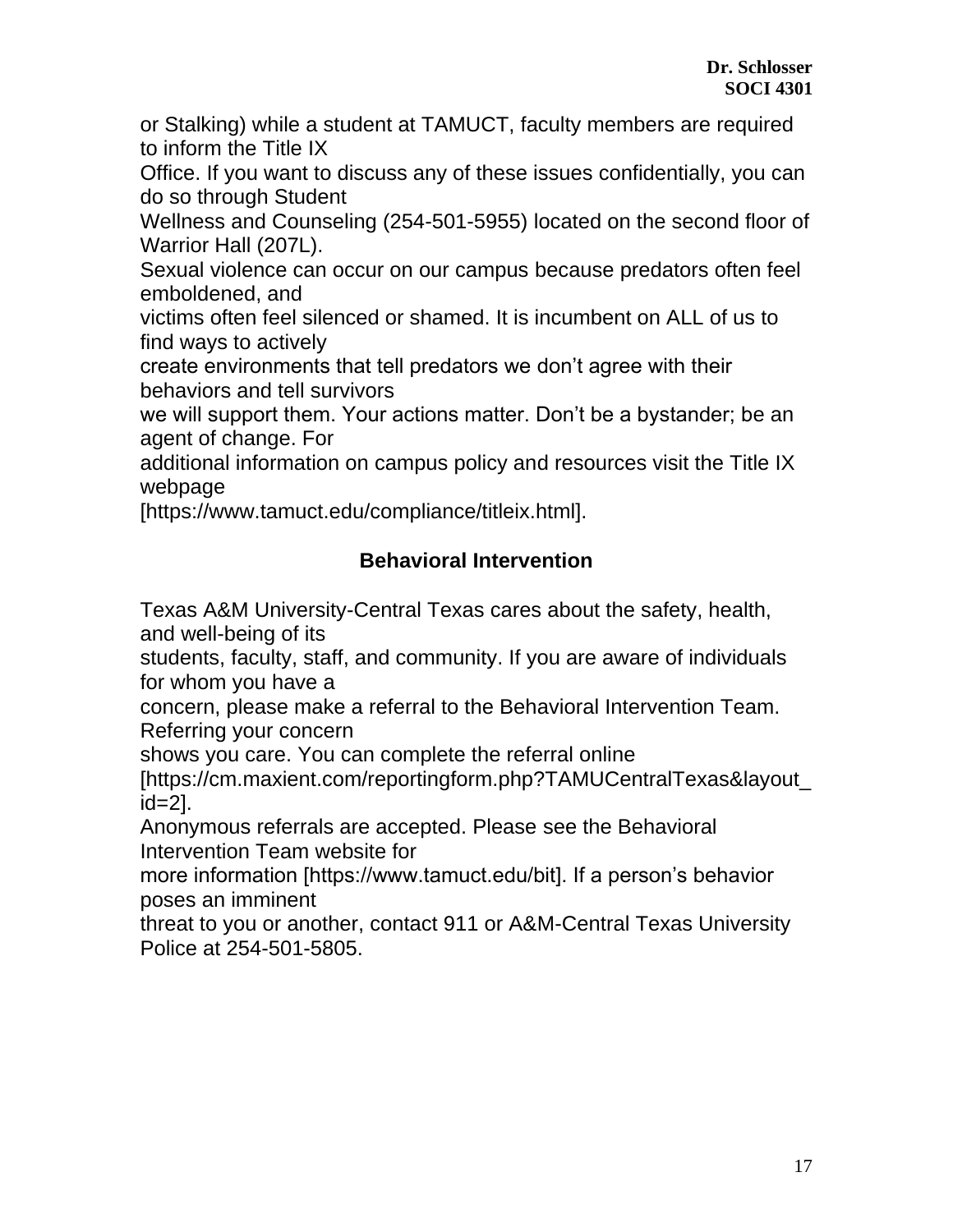or Stalking) while a student at TAMUCT, faculty members are required to inform the Title IX Office. If you want to discuss any of these issues confidentially, you can do so through Student Wellness and Counseling (254-501-5955) located on the second floor of Warrior Hall (207L).

Sexual violence can occur on our campus because predators often feel emboldened, and victims often feel silenced or shamed. It is incumbent on ALL of us to find ways to actively create environments that tell predators we don't agree with their behaviors and tell survivors we will support them. Your actions matter. Don't be a bystander; be an agent of change. For additional information on campus policy and resources visit the Title IX webpage [https://www.tamuct.edu/compliance/titleix.html].

## Behavioral Intervention

Texas A&M University-Central Texas cares about the safety, health, and well-being of its students, faculty, staff, and community. If you are aware of individuals for whom you have a concern, please make a referral to the Behavioral Intervention Team. Referring your concern shows you care. You can complete the referral online [https://cm.maxient.com/reportingform.php?TAMUCentralTexas&layout_id=2].

Anonymous referrals are accepted. Please see the Behavioral Intervention Team website for more information [https://www.tamuct.edu/bit]. If a person's behavior poses an imminent threat to you or another, contact 911 or A&M-Central Texas University Police at 254-501-5805.